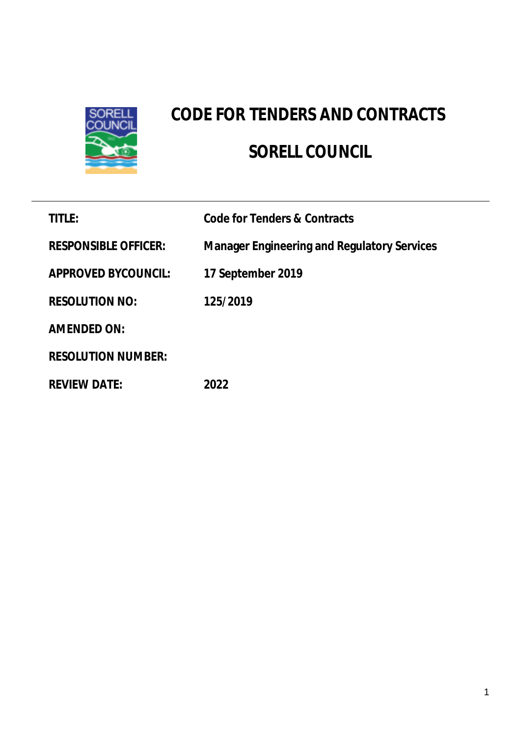# CODE FOR TENDERS AND CONTRACTS

# SORELL COUNCIL

| | |
|---|---|
| **TITLE:** | **Code for Tenders & Contracts** |
| **RESPONSIBLE OFFICER:** | **Manager Engineering and Regulatory Services** |
| **APPROVED BYCOUNCIL:** | **17 September 2019** |
| **RESOLUTION NO:** | **125/2019** |
| **AMENDED ON:** | |
| **RESOLUTION NUMBER:** | |
| **REVIEW DATE:** | **2022** |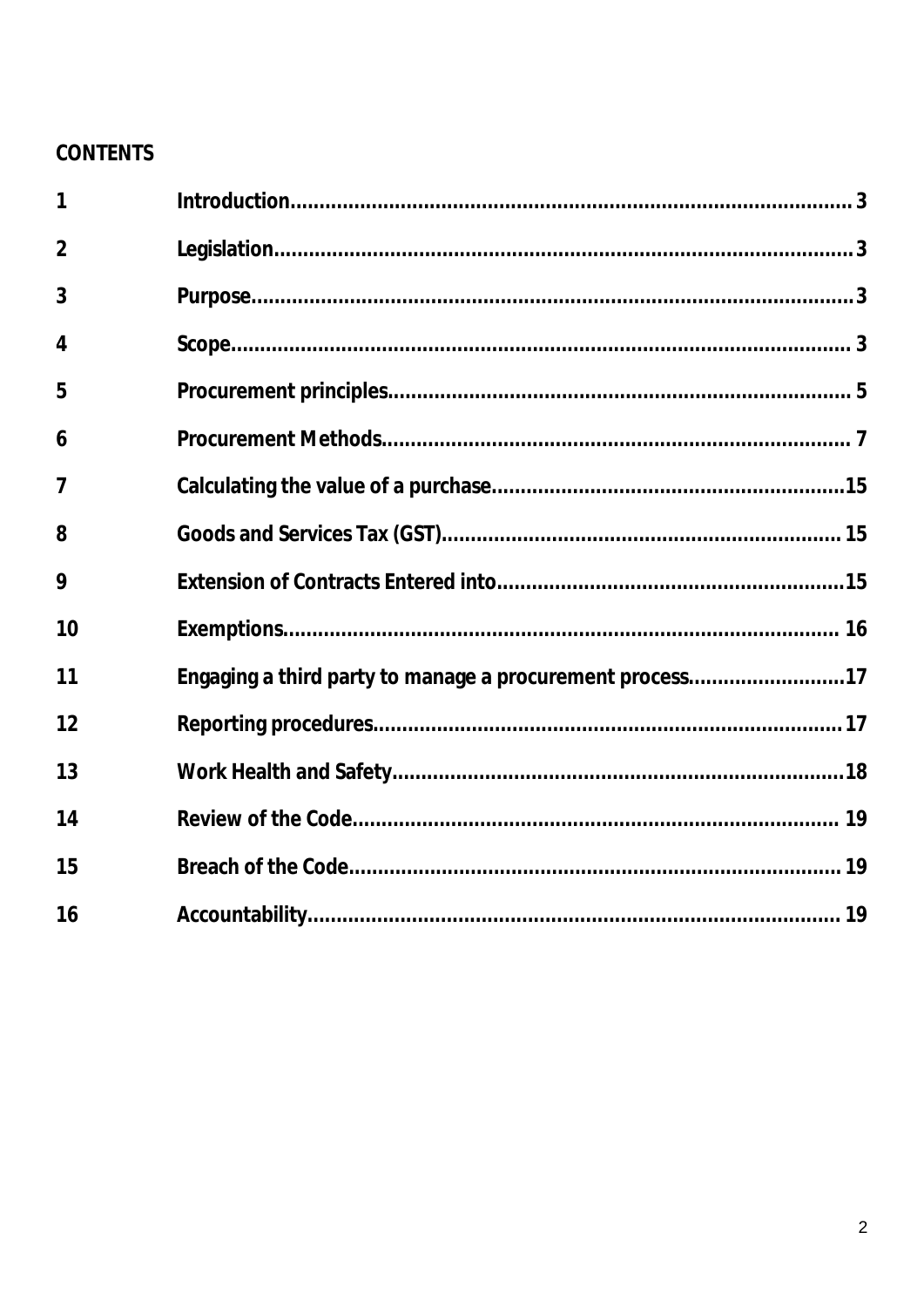**CONTENTS**

| | | |
|---|---|---|
| 1 | Introduction | 3 |
| 2 | Legislation | 3 |
| 3 | Purpose | 3 |
| 4 | Scope | 3 |
| 5 | Procurement principles | 5 |
| 6 | Procurement Methods | 7 |
| 7 | Calculating the value of a purchase | 15 |
| 8 | Goods and Services Tax (GST) | 15 |
| 9 | Extension of Contracts Entered into | 15 |
| 10 | Exemptions | 16 |
| 11 | Engaging a third party to manage a procurement process | 17 |
| 12 | Reporting procedures | 17 |
| 13 | Work Health and Safety | 18 |
| 14 | Review of the Code | 19 |
| 15 | Breach of the Code | 19 |
| 16 | Accountability | 19 |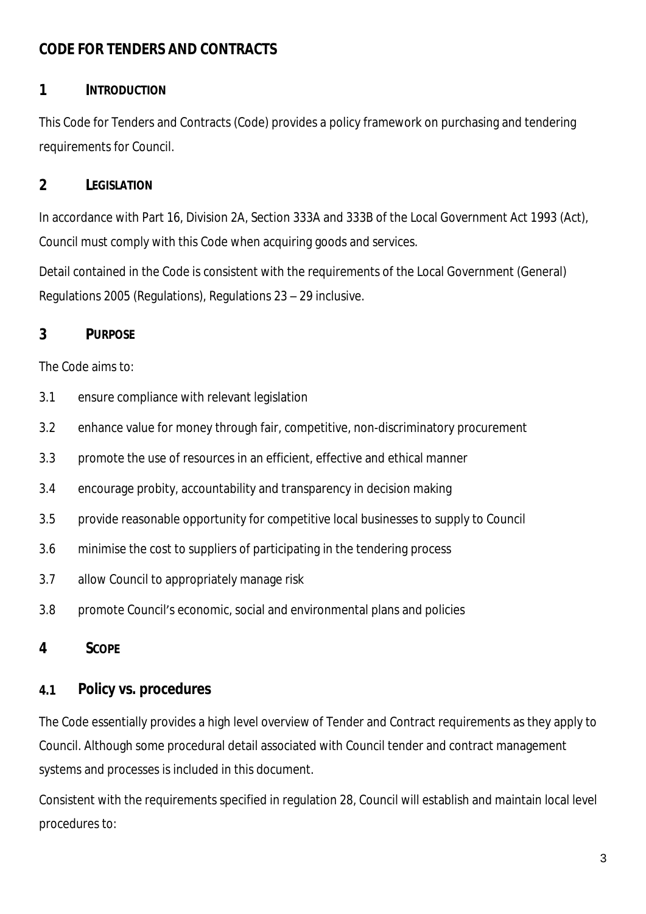# CODE FOR TENDERS AND CONTRACTS

## 1 INTRODUCTION

This Code for Tenders and Contracts (Code) provides a policy framework on purchasing and tendering requirements for Council.

## 2 LEGISLATION

In accordance with Part 16, Division 2A, Section 333A and 333B of the Local Government Act 1993 (Act), Council must comply with this Code when acquiring goods and services.

Detail contained in the Code is consistent with the requirements of the Local Government (General) Regulations 2005 (Regulations), Regulations 23 – 29 inclusive.

## 3 PURPOSE

The Code aims to:

3.1 ensure compliance with relevant legislation

3.2 enhance value for money through fair, competitive, non-discriminatory procurement

3.3 promote the use of resources in an efficient, effective and ethical manner

3.4 encourage probity, accountability and transparency in decision making

3.5 provide reasonable opportunity for competitive local businesses to supply to Council

3.6 minimise the cost to suppliers of participating in the tendering process

3.7 allow Council to appropriately manage risk

3.8 promote Council's economic, social and environmental plans and policies

## 4 SCOPE

### 4.1 Policy vs. procedures

The Code essentially provides a high level overview of Tender and Contract requirements as they apply to Council. Although some procedural detail associated with Council tender and contract management systems and processes is included in this document.

Consistent with the requirements specified in regulation 28, Council will establish and maintain local level procedures to: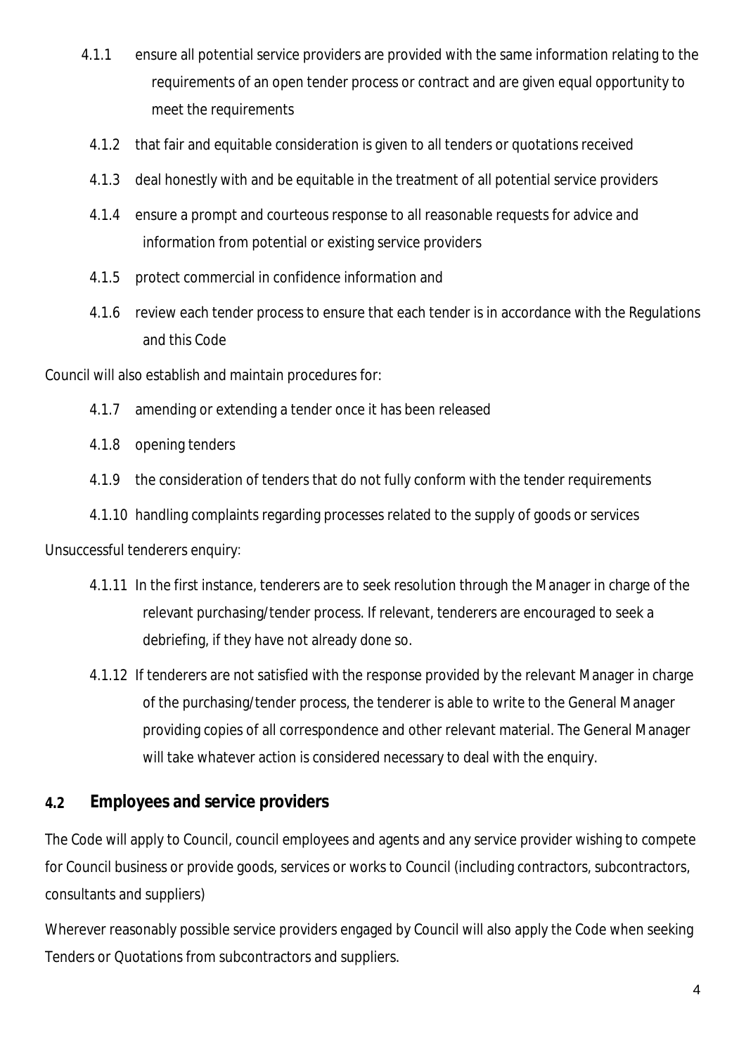4.1.1 ensure all potential service providers are provided with the same information relating to the requirements of an open tender process or contract and are given equal opportunity to meet the requirements

4.1.2 that fair and equitable consideration is given to all tenders or quotations received

4.1.3 deal honestly with and be equitable in the treatment of all potential service providers

4.1.4 ensure a prompt and courteous response to all reasonable requests for advice and information from potential or existing service providers

4.1.5 protect commercial in confidence information and

4.1.6 review each tender process to ensure that each tender is in accordance with the Regulations and this Code

Council will also establish and maintain procedures for:

4.1.7 amending or extending a tender once it has been released

4.1.8 opening tenders

4.1.9 the consideration of tenders that do not fully conform with the tender requirements

4.1.10 handling complaints regarding processes related to the supply of goods or services

Unsuccessful tenderers enquiry:

4.1.11 In the first instance, tenderers are to seek resolution through the Manager in charge of the relevant purchasing/tender process. If relevant, tenderers are encouraged to seek a debriefing, if they have not already done so.

4.1.12 If tenderers are not satisfied with the response provided by the relevant Manager in charge of the purchasing/tender process, the tenderer is able to write to the General Manager providing copies of all correspondence and other relevant material. The General Manager will take whatever action is considered necessary to deal with the enquiry.

## 4.2 Employees and service providers

The Code will apply to Council, council employees and agents and any service provider wishing to compete for Council business or provide goods, services or works to Council (including contractors, subcontractors, consultants and suppliers)

Wherever reasonably possible service providers engaged by Council will also apply the Code when seeking Tenders or Quotations from subcontractors and suppliers.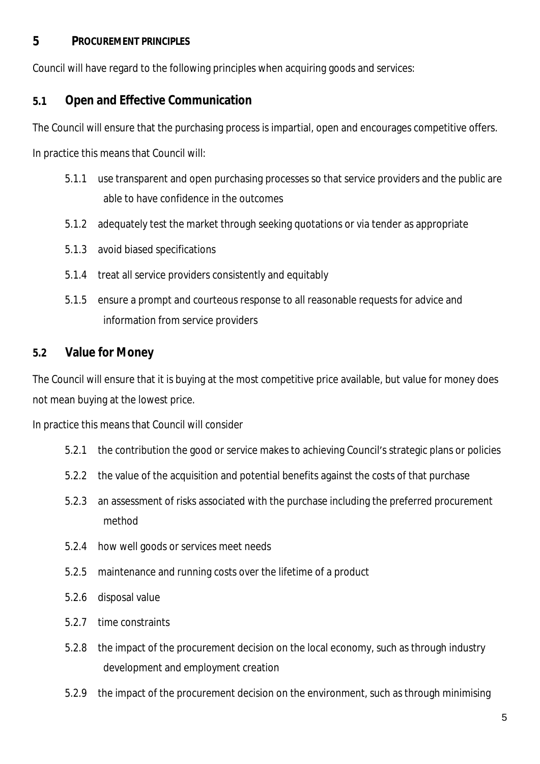# 5 PROCUREMENT PRINCIPLES

Council will have regard to the following principles when acquiring goods and services:

## 5.1 Open and Effective Communication

The Council will ensure that the purchasing process is impartial, open and encourages competitive offers.

In practice this means that Council will:

5.1.1 use transparent and open purchasing processes so that service providers and the public are able to have confidence in the outcomes

5.1.2 adequately test the market through seeking quotations or via tender as appropriate

5.1.3 avoid biased specifications

5.1.4 treat all service providers consistently and equitably

5.1.5 ensure a prompt and courteous response to all reasonable requests for advice and information from service providers

## 5.2 Value for Money

The Council will ensure that it is buying at the most competitive price available, but value for money does not mean buying at the lowest price.

In practice this means that Council will consider

5.2.1 the contribution the good or service makes to achieving Council's strategic plans or policies

5.2.2 the value of the acquisition and potential benefits against the costs of that purchase

5.2.3 an assessment of risks associated with the purchase including the preferred procurement method

5.2.4 how well goods or services meet needs

5.2.5 maintenance and running costs over the lifetime of a product

5.2.6 disposal value

5.2.7 time constraints

5.2.8 the impact of the procurement decision on the local economy, such as through industry development and employment creation

5.2.9 the impact of the procurement decision on the environment, such as through minimising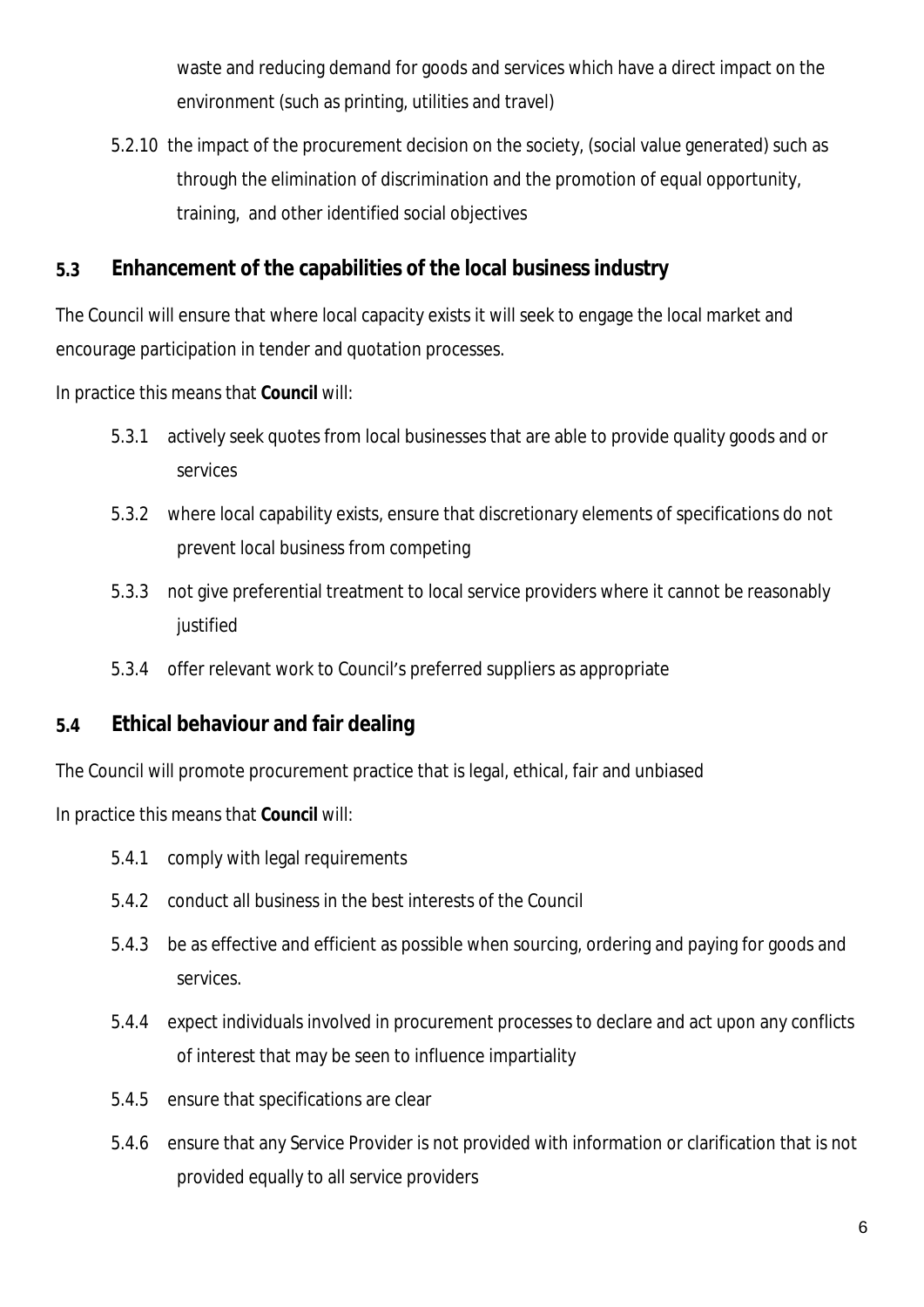waste and reducing demand for goods and services which have a direct impact on the environment (such as printing, utilities and travel)

5.2.10 the impact of the procurement decision on the society, (social value generated) such as through the elimination of discrimination and the promotion of equal opportunity, training, and other identified social objectives

### 5.3 Enhancement of the capabilities of the local business industry

The Council will ensure that where local capacity exists it will seek to engage the local market and encourage participation in tender and quotation processes.

In practice this means that **Council** will:

5.3.1 actively seek quotes from local businesses that are able to provide quality goods and or services

5.3.2 where local capability exists, ensure that discretionary elements of specifications do not prevent local business from competing

5.3.3 not give preferential treatment to local service providers where it cannot be reasonably justified

5.3.4 offer relevant work to Council's preferred suppliers as appropriate

### 5.4 Ethical behaviour and fair dealing

The Council will promote procurement practice that is legal, ethical, fair and unbiased

In practice this means that **Council** will:

5.4.1 comply with legal requirements

5.4.2 conduct all business in the best interests of the Council

5.4.3 be as effective and efficient as possible when sourcing, ordering and paying for goods and services.

5.4.4 expect individuals involved in procurement processes to declare and act upon any conflicts of interest that may be seen to influence impartiality

5.4.5 ensure that specifications are clear

5.4.6 ensure that any Service Provider is not provided with information or clarification that is not provided equally to all service providers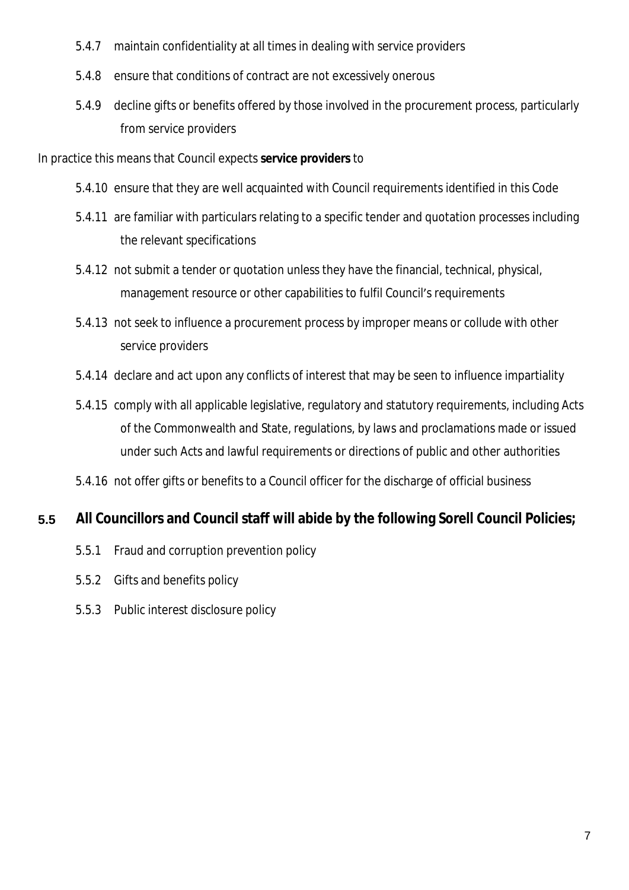- 5.4.7 maintain confidentiality at all times in dealing with service providers
- 5.4.8 ensure that conditions of contract are not excessively onerous
- 5.4.9 decline gifts or benefits offered by those involved in the procurement process, particularly from service providers

In practice this means that Council expects **service providers** to

- 5.4.10 ensure that they are well acquainted with Council requirements identified in this Code
- 5.4.11 are familiar with particulars relating to a specific tender and quotation processes including the relevant specifications
- 5.4.12 not submit a tender or quotation unless they have the financial, technical, physical, management resource or other capabilities to fulfil Council's requirements
- 5.4.13 not seek to influence a procurement process by improper means or collude with other service providers
- 5.4.14 declare and act upon any conflicts of interest that may be seen to influence impartiality
- 5.4.15 comply with all applicable legislative, regulatory and statutory requirements, including Acts of the Commonwealth and State, regulations, by laws and proclamations made or issued under such Acts and lawful requirements or directions of public and other authorities
- 5.4.16 not offer gifts or benefits to a Council officer for the discharge of official business

### 5.5 All Councillors and Council staff will abide by the following Sorell Council Policies;

- 5.5.1 Fraud and corruption prevention policy
- 5.5.2 Gifts and benefits policy
- 5.5.3 Public interest disclosure policy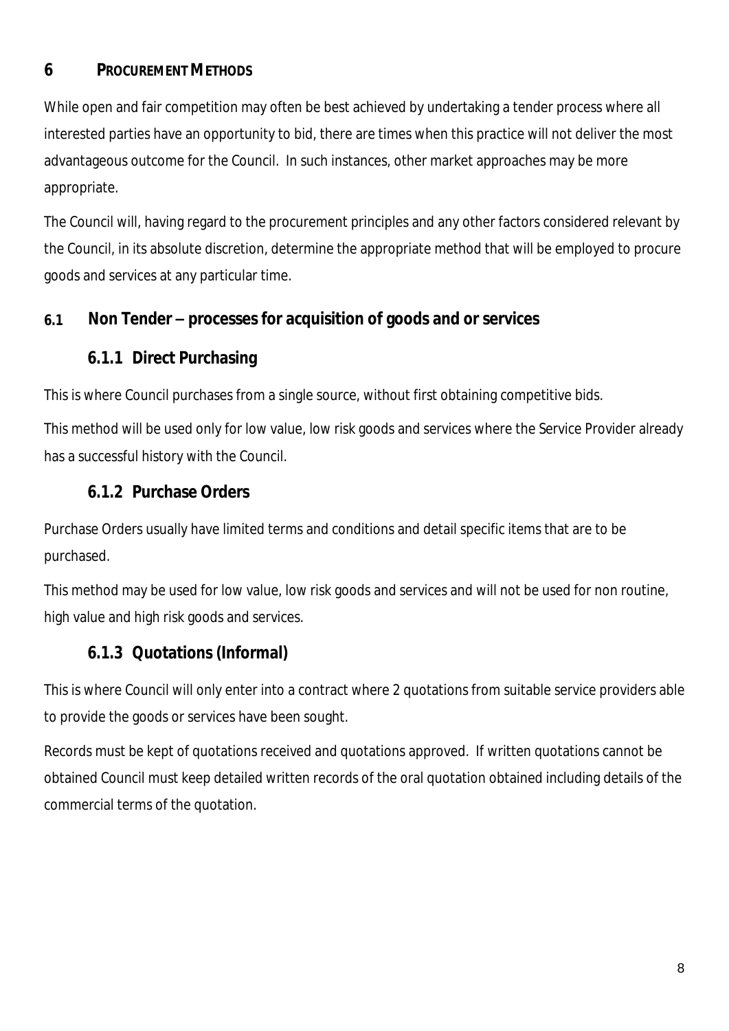# 6 PROCUREMENT METHODS

While open and fair competition may often be best achieved by undertaking a tender process where all interested parties have an opportunity to bid, there are times when this practice will not deliver the most advantageous outcome for the Council. In such instances, other market approaches may be more appropriate.

The Council will, having regard to the procurement principles and any other factors considered relevant by the Council, in its absolute discretion, determine the appropriate method that will be employed to procure goods and services at any particular time.

## 6.1 Non Tender – processes for acquisition of goods and or services

### 6.1.1 Direct Purchasing

This is where Council purchases from a single source, without first obtaining competitive bids.

This method will be used only for low value, low risk goods and services where the Service Provider already has a successful history with the Council.

### 6.1.2 Purchase Orders

Purchase Orders usually have limited terms and conditions and detail specific items that are to be purchased.

This method may be used for low value, low risk goods and services and will not be used for non routine, high value and high risk goods and services.

### 6.1.3 Quotations (Informal)

This is where Council will only enter into a contract where 2 quotations from suitable service providers able to provide the goods or services have been sought.

Records must be kept of quotations received and quotations approved. If written quotations cannot be obtained Council must keep detailed written records of the oral quotation obtained including details of the commercial terms of the quotation.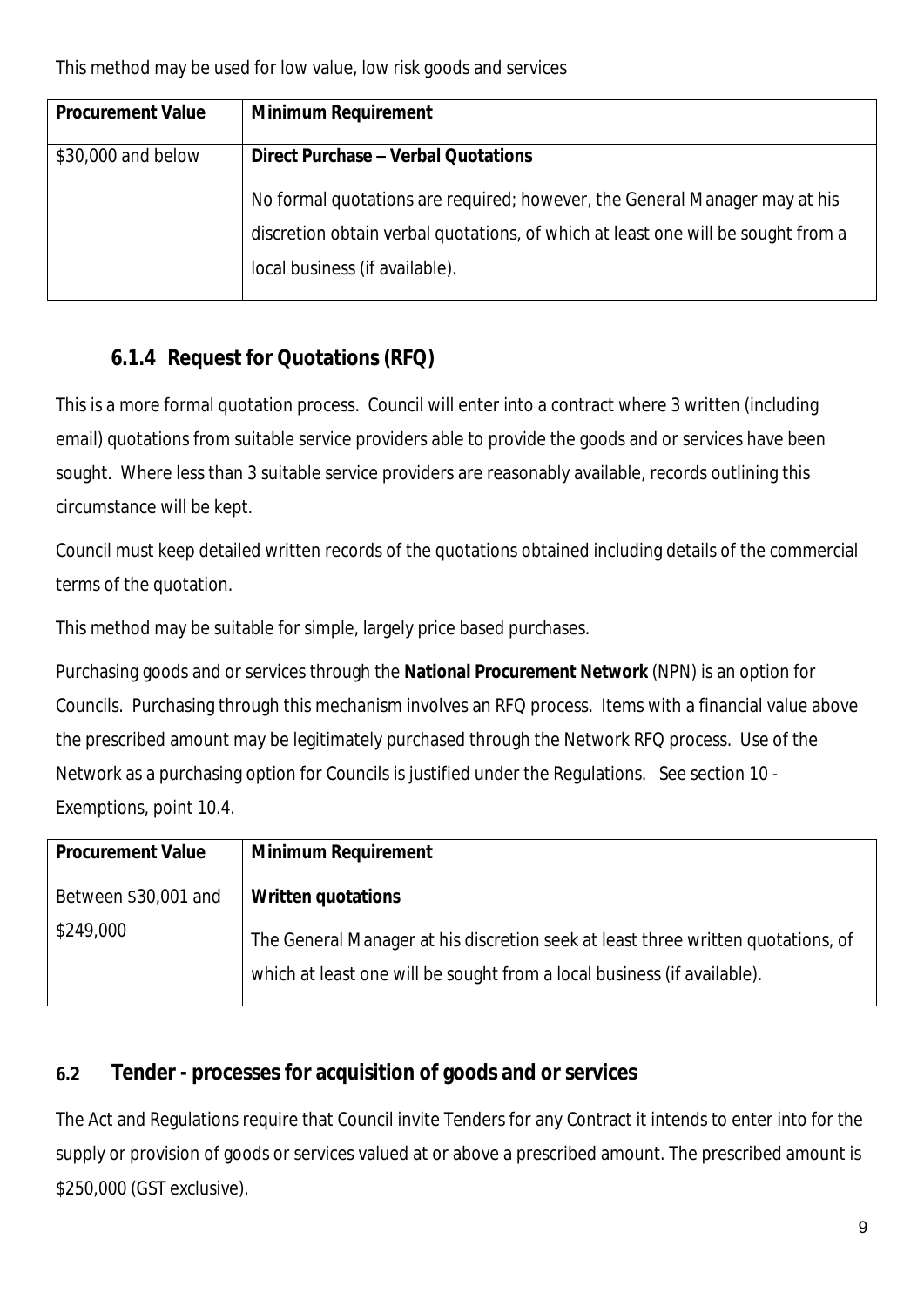This method may be used for low value, low risk goods and services

| Procurement Value | Minimum Requirement |
|---|---|
| $30,000 and below | **Direct Purchase – Verbal Quotations**<br><br>No formal quotations are required; however, the General Manager may at his discretion obtain verbal quotations, of which at least one will be sought from a local business (if available). |

### 6.1.4 Request for Quotations (RFQ)

This is a more formal quotation process. Council will enter into a contract where 3 written (including email) quotations from suitable service providers able to provide the goods and or services have been sought. Where less than 3 suitable service providers are reasonably available, records outlining this circumstance will be kept.

Council must keep detailed written records of the quotations obtained including details of the commercial terms of the quotation.

This method may be suitable for simple, largely price based purchases.

Purchasing goods and or services through the **National Procurement Network** (NPN) is an option for Councils. Purchasing through this mechanism involves an RFQ process. Items with a financial value above the prescribed amount may be legitimately purchased through the Network RFQ process. Use of the Network as a purchasing option for Councils is justified under the Regulations. See section 10 - Exemptions, point 10.4.

| Procurement Value | Minimum Requirement |
|---|---|
| Between $30,001 and $249,000 | **Written quotations**<br><br>The General Manager at his discretion seek at least three written quotations, of which at least one will be sought from a local business (if available). |

## 6.2 Tender - processes for acquisition of goods and or services

The Act and Regulations require that Council invite Tenders for any Contract it intends to enter into for the supply or provision of goods or services valued at or above a prescribed amount. The prescribed amount is $250,000 (GST exclusive).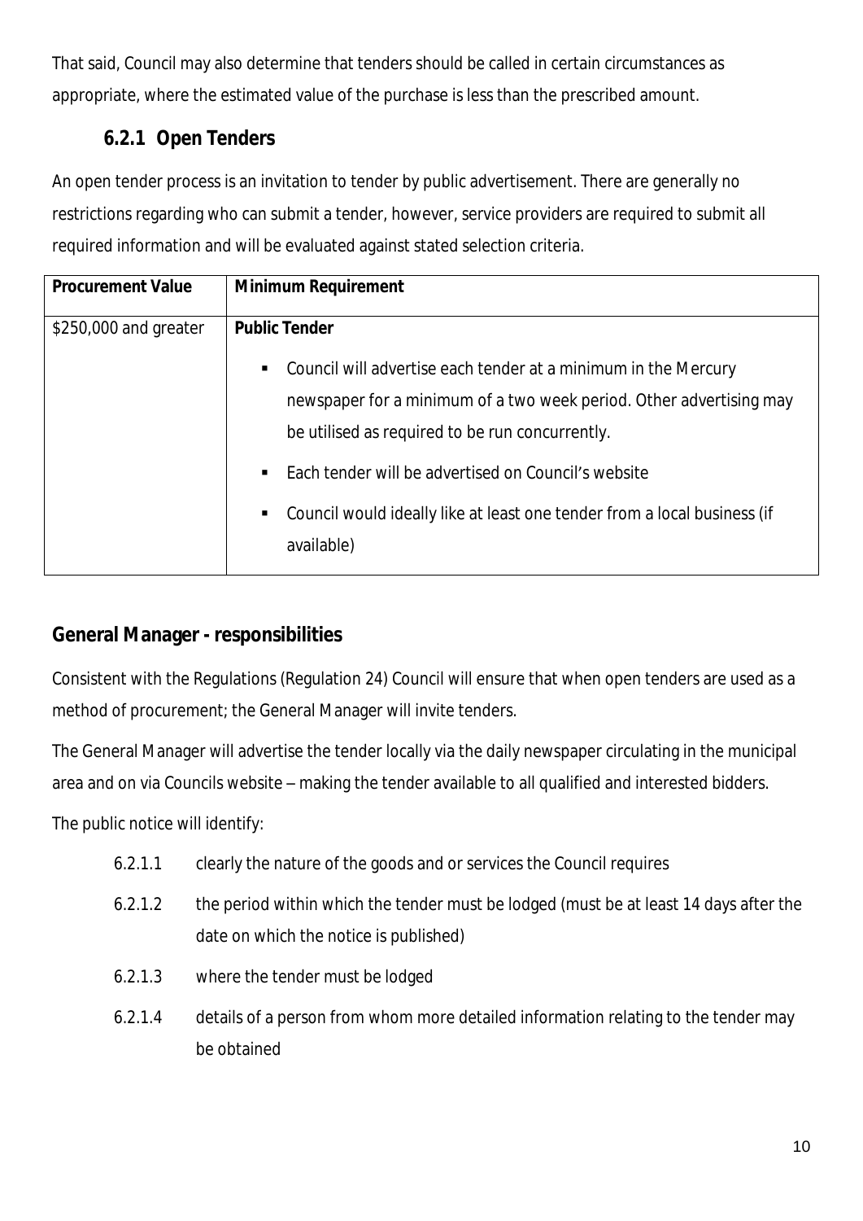That said, Council may also determine that tenders should be called in certain circumstances as appropriate, where the estimated value of the purchase is less than the prescribed amount.

### 6.2.1 Open Tenders

An open tender process is an invitation to tender by public advertisement. There are generally no restrictions regarding who can submit a tender, however, service providers are required to submit all required information and will be evaluated against stated selection criteria.

| Procurement Value | Minimum Requirement |
|---|---|
| $250,000 and greater | **Public Tender**<br>▪ Council will advertise each tender at a minimum in the Mercury newspaper for a minimum of a two week period. Other advertising may be utilised as required to be run concurrently.<br>▪ Each tender will be advertised on Council's website<br>▪ Council would ideally like at least one tender from a local business (if available) |

## General Manager - responsibilities

Consistent with the Regulations (Regulation 24) Council will ensure that when open tenders are used as a method of procurement; the General Manager will invite tenders.

The General Manager will advertise the tender locally via the daily newspaper circulating in the municipal area and on via Councils website – making the tender available to all qualified and interested bidders.

The public notice will identify:

6.2.1.1 clearly the nature of the goods and or services the Council requires

6.2.1.2 the period within which the tender must be lodged (must be at least 14 days after the date on which the notice is published)

6.2.1.3 where the tender must be lodged

6.2.1.4 details of a person from whom more detailed information relating to the tender may be obtained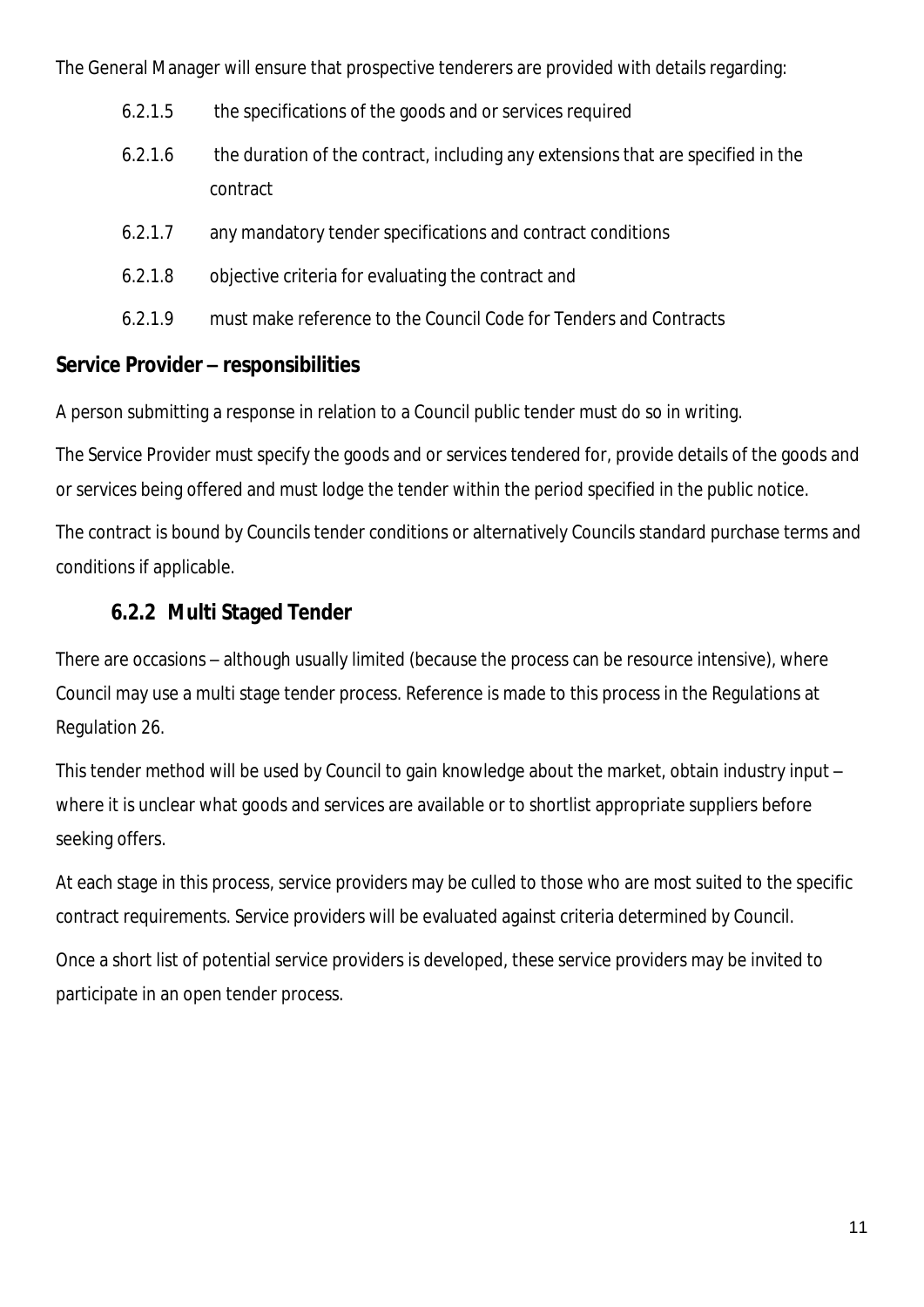The General Manager will ensure that prospective tenderers are provided with details regarding:

- 6.2.1.5 the specifications of the goods and or services required
- 6.2.1.6 the duration of the contract, including any extensions that are specified in the contract
- 6.2.1.7 any mandatory tender specifications and contract conditions
- 6.2.1.8 objective criteria for evaluating the contract and
- 6.2.1.9 must make reference to the Council Code for Tenders and Contracts

**Service Provider – responsibilities**

A person submitting a response in relation to a Council public tender must do so in writing.

The Service Provider must specify the goods and or services tendered for, provide details of the goods and or services being offered and must lodge the tender within the period specified in the public notice.

The contract is bound by Councils tender conditions or alternatively Councils standard purchase terms and conditions if applicable.

### 6.2.2 Multi Staged Tender

There are occasions – although usually limited (because the process can be resource intensive), where Council may use a multi stage tender process. Reference is made to this process in the Regulations at Regulation 26.

This tender method will be used by Council to gain knowledge about the market, obtain industry input – where it is unclear what goods and services are available or to shortlist appropriate suppliers before seeking offers.

At each stage in this process, service providers may be culled to those who are most suited to the specific contract requirements. Service providers will be evaluated against criteria determined by Council.

Once a short list of potential service providers is developed, these service providers may be invited to participate in an open tender process.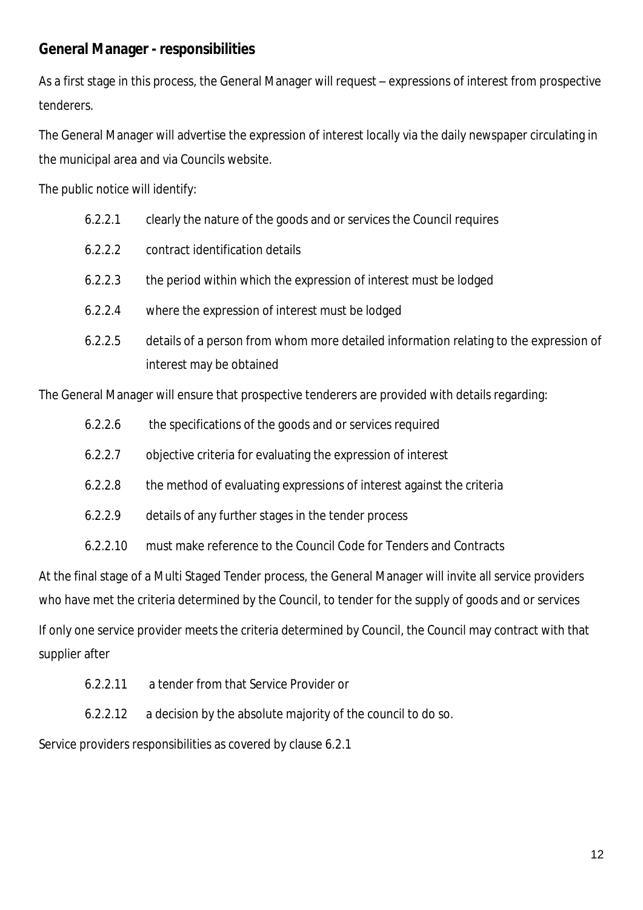## General Manager - responsibilities

As a first stage in this process, the General Manager will request – expressions of interest from prospective tenderers.

The General Manager will advertise the expression of interest locally via the daily newspaper circulating in the municipal area and via Councils website.

The public notice will identify:

6.2.2.1 clearly the nature of the goods and or services the Council requires

6.2.2.2 contract identification details

6.2.2.3 the period within which the expression of interest must be lodged

6.2.2.4 where the expression of interest must be lodged

6.2.2.5 details of a person from whom more detailed information relating to the expression of interest may be obtained

The General Manager will ensure that prospective tenderers are provided with details regarding:

6.2.2.6 the specifications of the goods and or services required

6.2.2.7 objective criteria for evaluating the expression of interest

6.2.2.8 the method of evaluating expressions of interest against the criteria

6.2.2.9 details of any further stages in the tender process

6.2.2.10 must make reference to the Council Code for Tenders and Contracts

At the final stage of a Multi Staged Tender process, the General Manager will invite all service providers who have met the criteria determined by the Council, to tender for the supply of goods and or services

If only one service provider meets the criteria determined by Council, the Council may contract with that supplier after

6.2.2.11 a tender from that Service Provider or

6.2.2.12 a decision by the absolute majority of the council to do so.

Service providers responsibilities as covered by clause 6.2.1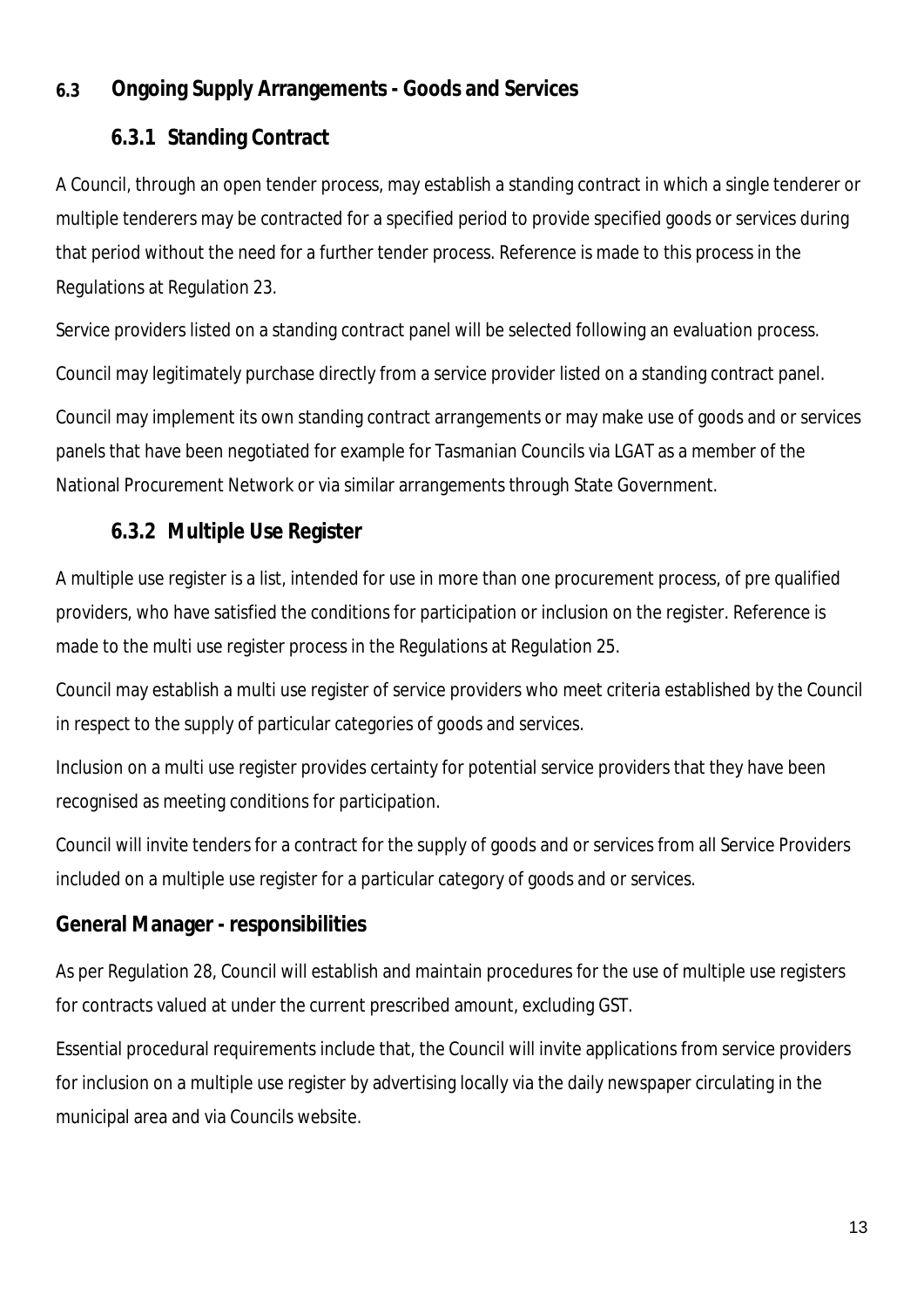## 6.3 Ongoing Supply Arrangements - Goods and Services

### 6.3.1 Standing Contract

A Council, through an open tender process, may establish a standing contract in which a single tenderer or multiple tenderers may be contracted for a specified period to provide specified goods or services during that period without the need for a further tender process. Reference is made to this process in the Regulations at Regulation 23.

Service providers listed on a standing contract panel will be selected following an evaluation process.

Council may legitimately purchase directly from a service provider listed on a standing contract panel.

Council may implement its own standing contract arrangements or may make use of goods and or services panels that have been negotiated for example for Tasmanian Councils via LGAT as a member of the National Procurement Network or via similar arrangements through State Government.

### 6.3.2 Multiple Use Register

A multiple use register is a list, intended for use in more than one procurement process, of pre qualified providers, who have satisfied the conditions for participation or inclusion on the register. Reference is made to the multi use register process in the Regulations at Regulation 25.

Council may establish a multi use register of service providers who meet criteria established by the Council in respect to the supply of particular categories of goods and services.

Inclusion on a multi use register provides certainty for potential service providers that they have been recognised as meeting conditions for participation.

Council will invite tenders for a contract for the supply of goods and or services from all Service Providers included on a multiple use register for a particular category of goods and or services.

**General Manager - responsibilities**

As per Regulation 28, Council will establish and maintain procedures for the use of multiple use registers for contracts valued at under the current prescribed amount, excluding GST.

Essential procedural requirements include that, the Council will invite applications from service providers for inclusion on a multiple use register by advertising locally via the daily newspaper circulating in the municipal area and via Councils website.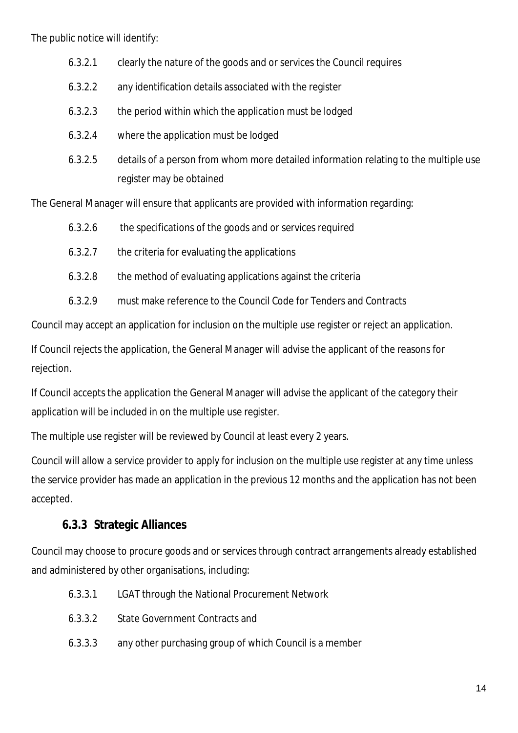The public notice will identify:

6.3.2.1 clearly the nature of the goods and or services the Council requires

6.3.2.2 any identification details associated with the register

6.3.2.3 the period within which the application must be lodged

6.3.2.4 where the application must be lodged

6.3.2.5 details of a person from whom more detailed information relating to the multiple use register may be obtained

The General Manager will ensure that applicants are provided with information regarding:

6.3.2.6 the specifications of the goods and or services required

6.3.2.7 the criteria for evaluating the applications

6.3.2.8 the method of evaluating applications against the criteria

6.3.2.9 must make reference to the Council Code for Tenders and Contracts

Council may accept an application for inclusion on the multiple use register or reject an application.

If Council rejects the application, the General Manager will advise the applicant of the reasons for rejection.

If Council accepts the application the General Manager will advise the applicant of the category their application will be included in on the multiple use register.

The multiple use register will be reviewed by Council at least every 2 years.

Council will allow a service provider to apply for inclusion on the multiple use register at any time unless the service provider has made an application in the previous 12 months and the application has not been accepted.

### 6.3.3 Strategic Alliances

Council may choose to procure goods and or services through contract arrangements already established and administered by other organisations, including:

6.3.3.1 LGAT through the National Procurement Network

6.3.3.2 State Government Contracts and

6.3.3.3 any other purchasing group of which Council is a member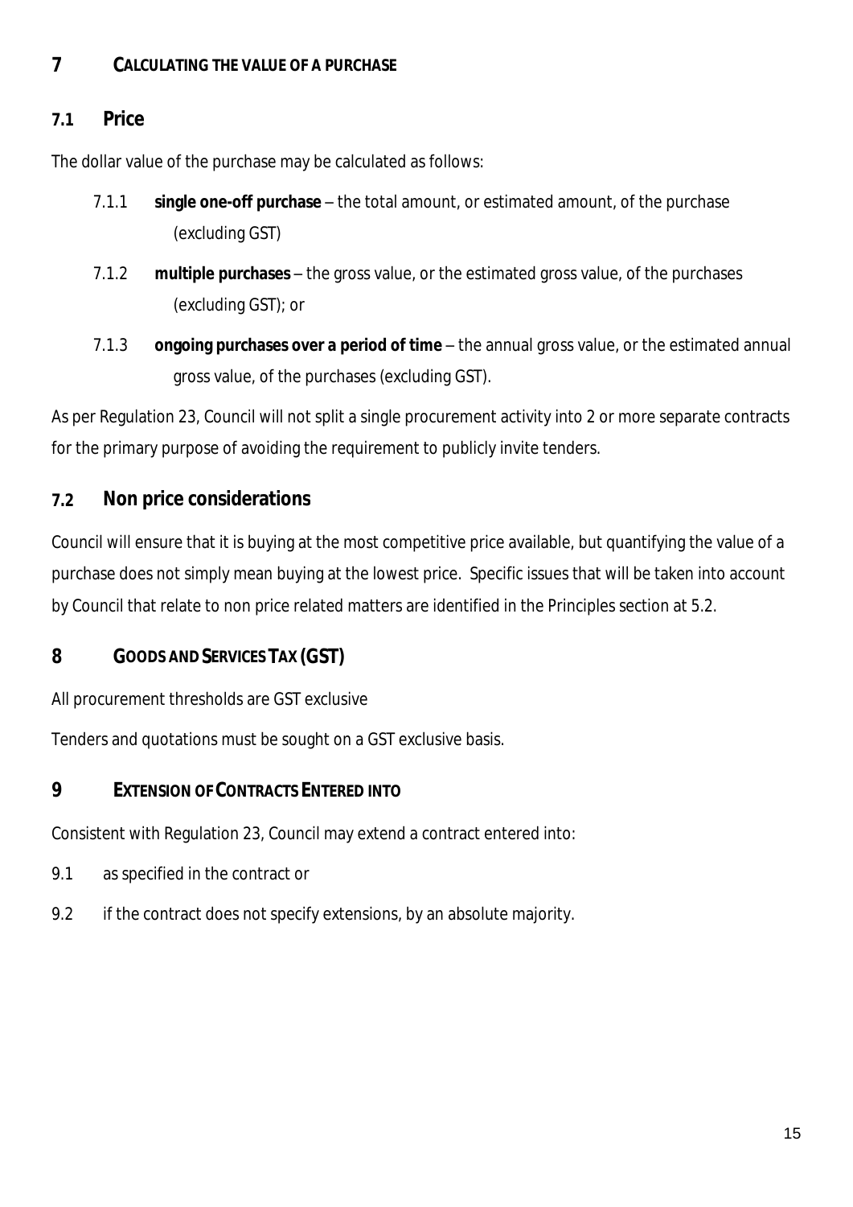# 7 CALCULATING THE VALUE OF A PURCHASE

## 7.1 Price

The dollar value of the purchase may be calculated as follows:

7.1.1 **single one-off purchase** – the total amount, or estimated amount, of the purchase (excluding GST)

7.1.2 **multiple purchases** – the gross value, or the estimated gross value, of the purchases (excluding GST); or

7.1.3 **ongoing purchases over a period of time** – the annual gross value, or the estimated annual gross value, of the purchases (excluding GST).

As per Regulation 23, Council will not split a single procurement activity into 2 or more separate contracts for the primary purpose of avoiding the requirement to publicly invite tenders.

## 7.2 Non price considerations

Council will ensure that it is buying at the most competitive price available, but quantifying the value of a purchase does not simply mean buying at the lowest price. Specific issues that will be taken into account by Council that relate to non price related matters are identified in the Principles section at 5.2.

# 8 GOODS AND SERVICES TAX (GST)

All procurement thresholds are GST exclusive

Tenders and quotations must be sought on a GST exclusive basis.

# 9 EXTENSION OF CONTRACTS ENTERED INTO

Consistent with Regulation 23, Council may extend a contract entered into:

9.1 as specified in the contract or

9.2 if the contract does not specify extensions, by an absolute majority.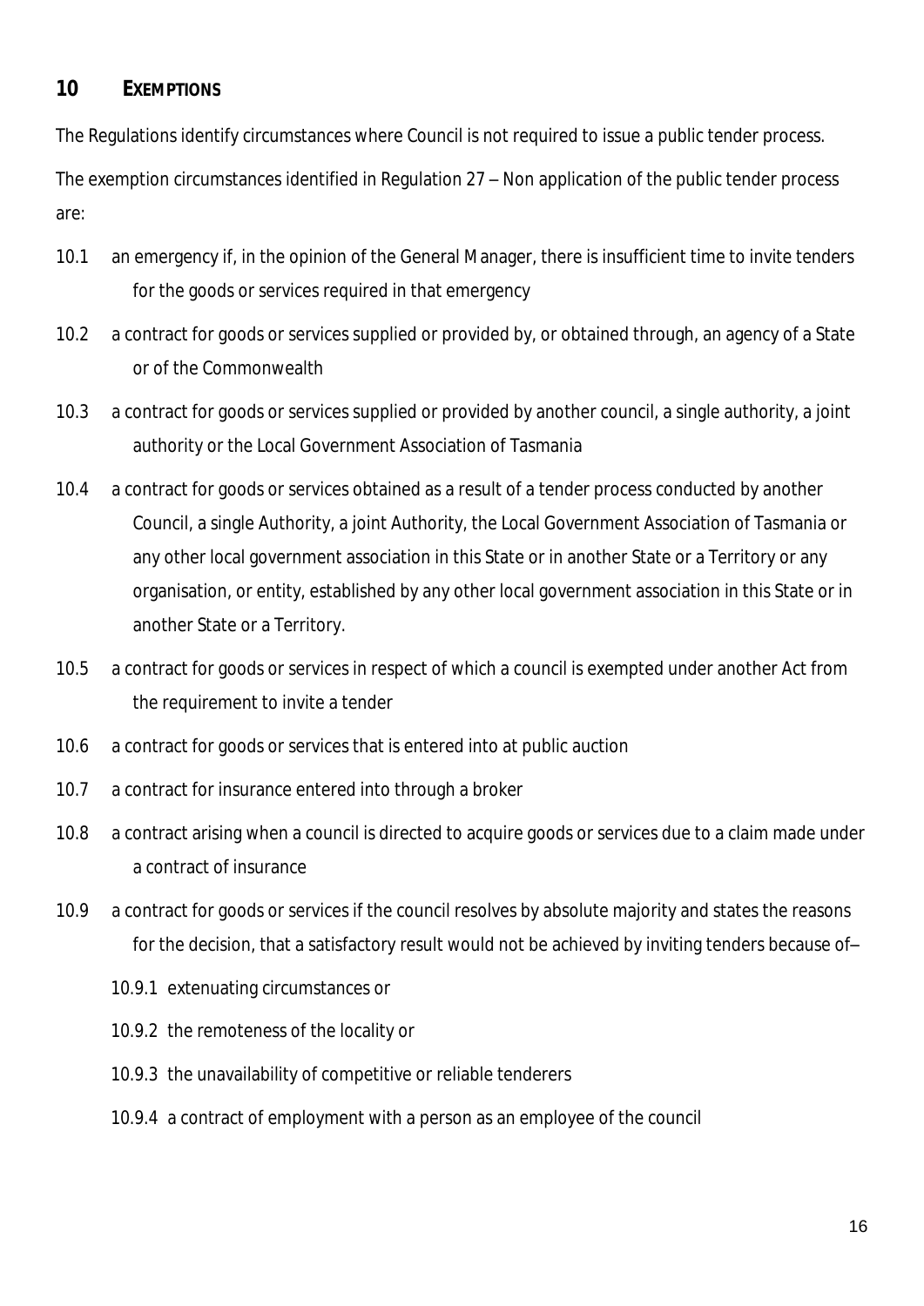## 10 EXEMPTIONS

The Regulations identify circumstances where Council is not required to issue a public tender process.

The exemption circumstances identified in Regulation 27 – Non application of the public tender process are:

10.1 an emergency if, in the opinion of the General Manager, there is insufficient time to invite tenders for the goods or services required in that emergency

10.2 a contract for goods or services supplied or provided by, or obtained through, an agency of a State or of the Commonwealth

10.3 a contract for goods or services supplied or provided by another council, a single authority, a joint authority or the Local Government Association of Tasmania

10.4 a contract for goods or services obtained as a result of a tender process conducted by another Council, a single Authority, a joint Authority, the Local Government Association of Tasmania or any other local government association in this State or in another State or a Territory or any organisation, or entity, established by any other local government association in this State or in another State or a Territory.

10.5 a contract for goods or services in respect of which a council is exempted under another Act from the requirement to invite a tender

10.6 a contract for goods or services that is entered into at public auction

10.7 a contract for insurance entered into through a broker

10.8 a contract arising when a council is directed to acquire goods or services due to a claim made under a contract of insurance

10.9 a contract for goods or services if the council resolves by absolute majority and states the reasons for the decision, that a satisfactory result would not be achieved by inviting tenders because of–

10.9.1 extenuating circumstances or

10.9.2 the remoteness of the locality or

10.9.3 the unavailability of competitive or reliable tenderers

10.9.4 a contract of employment with a person as an employee of the council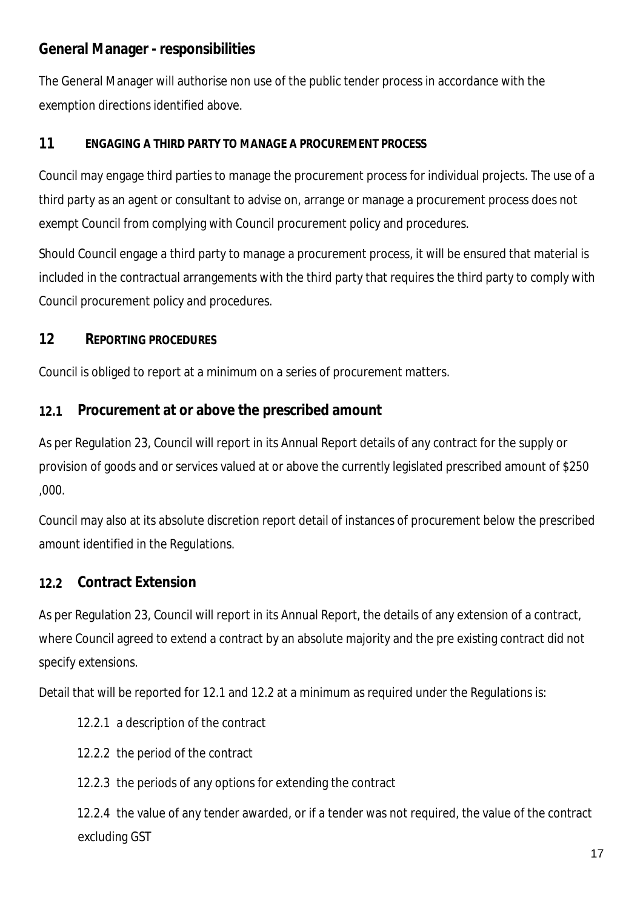### General Manager - responsibilities

The General Manager will authorise non use of the public tender process in accordance with the exemption directions identified above.

## 11 ENGAGING A THIRD PARTY TO MANAGE A PROCUREMENT PROCESS

Council may engage third parties to manage the procurement process for individual projects. The use of a third party as an agent or consultant to advise on, arrange or manage a procurement process does not exempt Council from complying with Council procurement policy and procedures.

Should Council engage a third party to manage a procurement process, it will be ensured that material is included in the contractual arrangements with the third party that requires the third party to comply with Council procurement policy and procedures.

## 12 REPORTING PROCEDURES

Council is obliged to report at a minimum on a series of procurement matters.

### 12.1 Procurement at or above the prescribed amount

As per Regulation 23, Council will report in its Annual Report details of any contract for the supply or provision of goods and or services valued at or above the currently legislated prescribed amount of $250 ,000.

Council may also at its absolute discretion report detail of instances of procurement below the prescribed amount identified in the Regulations.

### 12.2 Contract Extension

As per Regulation 23, Council will report in its Annual Report, the details of any extension of a contract, where Council agreed to extend a contract by an absolute majority and the pre existing contract did not specify extensions.

Detail that will be reported for 12.1 and 12.2 at a minimum as required under the Regulations is:

12.2.1 a description of the contract

12.2.2 the period of the contract

12.2.3 the periods of any options for extending the contract

12.2.4 the value of any tender awarded, or if a tender was not required, the value of the contract excluding GST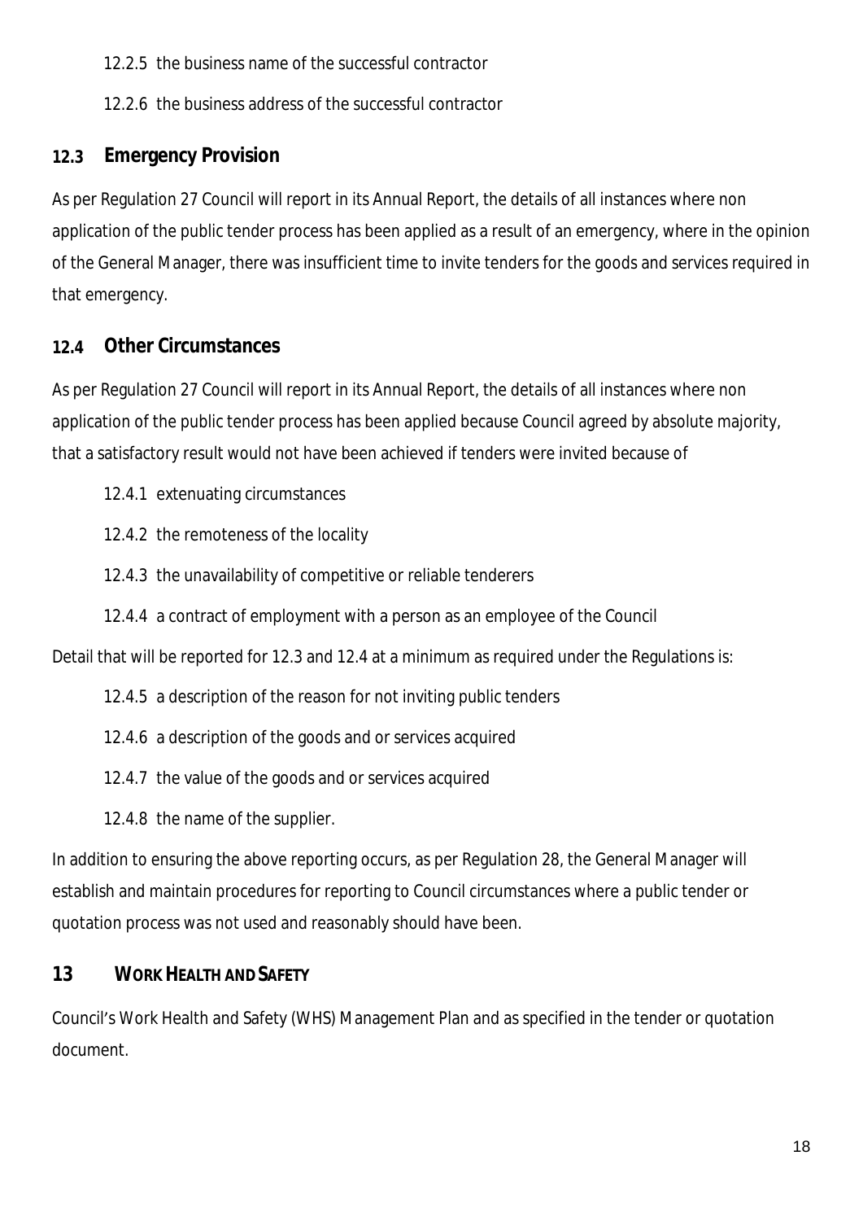12.2.5 the business name of the successful contractor

12.2.6 the business address of the successful contractor

### 12.3 Emergency Provision

As per Regulation 27 Council will report in its Annual Report, the details of all instances where non application of the public tender process has been applied as a result of an emergency, where in the opinion of the General Manager, there was insufficient time to invite tenders for the goods and services required in that emergency.

### 12.4 Other Circumstances

As per Regulation 27 Council will report in its Annual Report, the details of all instances where non application of the public tender process has been applied because Council agreed by absolute majority, that a satisfactory result would not have been achieved if tenders were invited because of

12.4.1 extenuating circumstances

12.4.2 the remoteness of the locality

12.4.3 the unavailability of competitive or reliable tenderers

12.4.4 a contract of employment with a person as an employee of the Council

Detail that will be reported for 12.3 and 12.4 at a minimum as required under the Regulations is:

12.4.5 a description of the reason for not inviting public tenders

12.4.6 a description of the goods and or services acquired

12.4.7 the value of the goods and or services acquired

12.4.8 the name of the supplier.

In addition to ensuring the above reporting occurs, as per Regulation 28, the General Manager will establish and maintain procedures for reporting to Council circumstances where a public tender or quotation process was not used and reasonably should have been.

## 13 WORK HEALTH AND SAFETY

Council's Work Health and Safety (WHS) Management Plan and as specified in the tender or quotation document.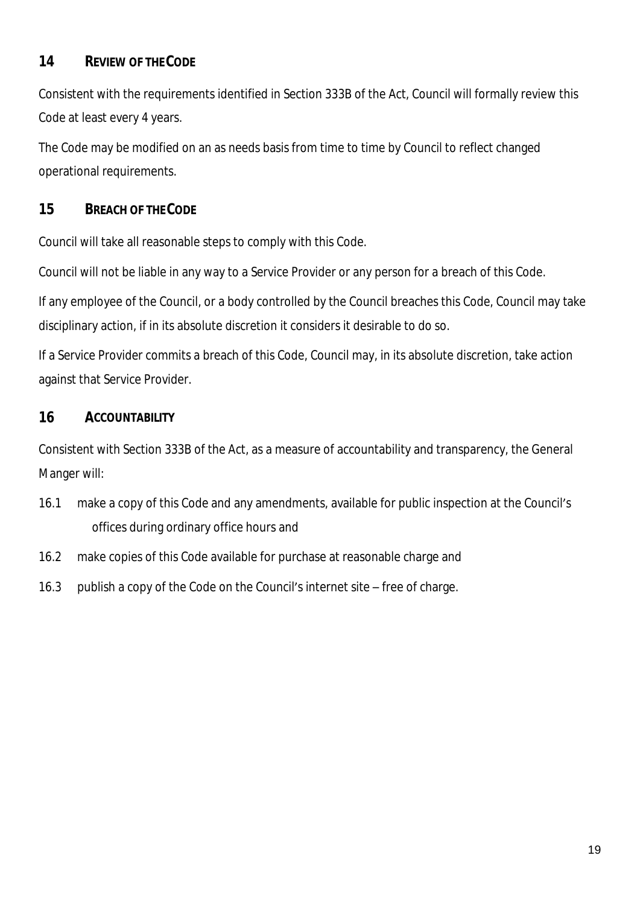## 14 REVIEW OF THE CODE

Consistent with the requirements identified in Section 333B of the Act, Council will formally review this Code at least every 4 years.

The Code may be modified on an as needs basis from time to time by Council to reflect changed operational requirements.

## 15 BREACH OF THE CODE

Council will take all reasonable steps to comply with this Code.

Council will not be liable in any way to a Service Provider or any person for a breach of this Code.

If any employee of the Council, or a body controlled by the Council breaches this Code, Council may take disciplinary action, if in its absolute discretion it considers it desirable to do so.

If a Service Provider commits a breach of this Code, Council may, in its absolute discretion, take action against that Service Provider.

## 16 ACCOUNTABILITY

Consistent with Section 333B of the Act, as a measure of accountability and transparency, the General Manger will:

16.1 make a copy of this Code and any amendments, available for public inspection at the Council's offices during ordinary office hours and

16.2 make copies of this Code available for purchase at reasonable charge and

16.3 publish a copy of the Code on the Council's internet site – free of charge.